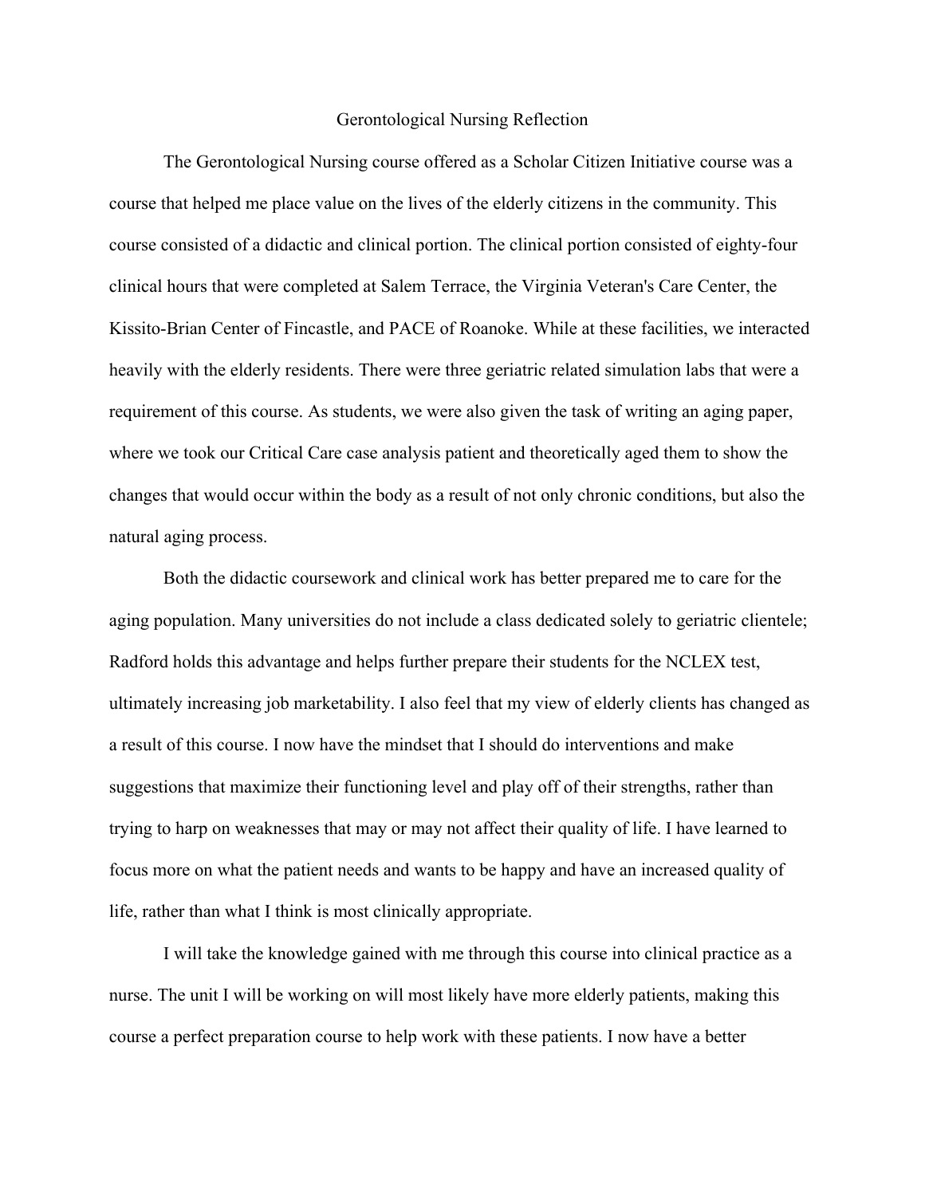# Gerontological Nursing Reflection

The Gerontological Nursing course offered as a Scholar Citizen Initiative course was a course that helped me place value on the lives of the elderly citizens in the community. This course consisted of a didactic and clinical portion. The clinical portion consisted of eighty-four clinical hours that were completed at Salem Terrace, the Virginia Veteran's Care Center, the Kissito-Brian Center of Fincastle, and PACE of Roanoke. While at these facilities, we interacted heavily with the elderly residents. There were three geriatric related simulation labs that were a requirement of this course. As students, we were also given the task of writing an aging paper, where we took our Critical Care case analysis patient and theoretically aged them to show the changes that would occur within the body as a result of not only chronic conditions, but also the natural aging process.

Both the didactic coursework and clinical work has better prepared me to care for the aging population. Many universities do not include a class dedicated solely to geriatric clientele; Radford holds this advantage and helps further prepare their students for the NCLEX test, ultimately increasing job marketability. I also feel that my view of elderly clients has changed as a result of this course. I now have the mindset that I should do interventions and make suggestions that maximize their functioning level and play off of their strengths, rather than trying to harp on weaknesses that may or may not affect their quality of life. I have learned to focus more on what the patient needs and wants to be happy and have an increased quality of life, rather than what I think is most clinically appropriate.

I will take the knowledge gained with me through this course into clinical practice as a nurse. The unit I will be working on will most likely have more elderly patients, making this course a perfect preparation course to help work with these patients. I now have a better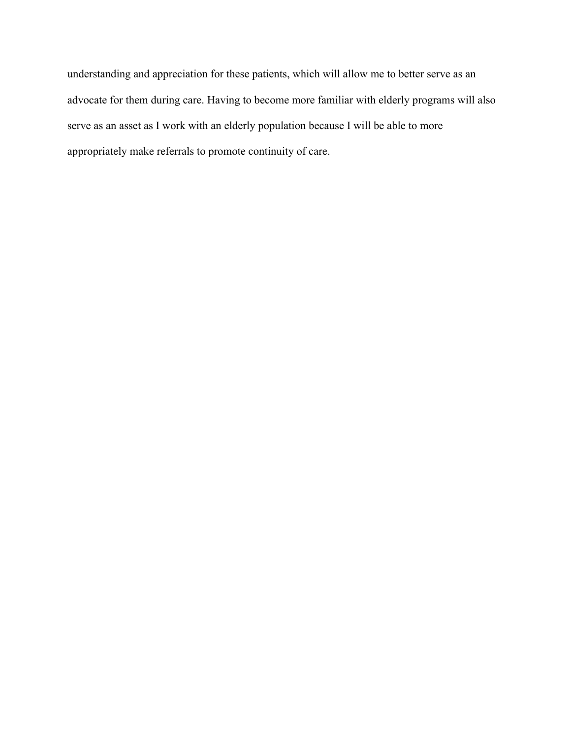understanding and appreciation for these patients, which will allow me to better serve as an advocate for them during care. Having to become more familiar with elderly programs will also serve as an asset as I work with an elderly population because I will be able to more appropriately make referrals to promote continuity of care.